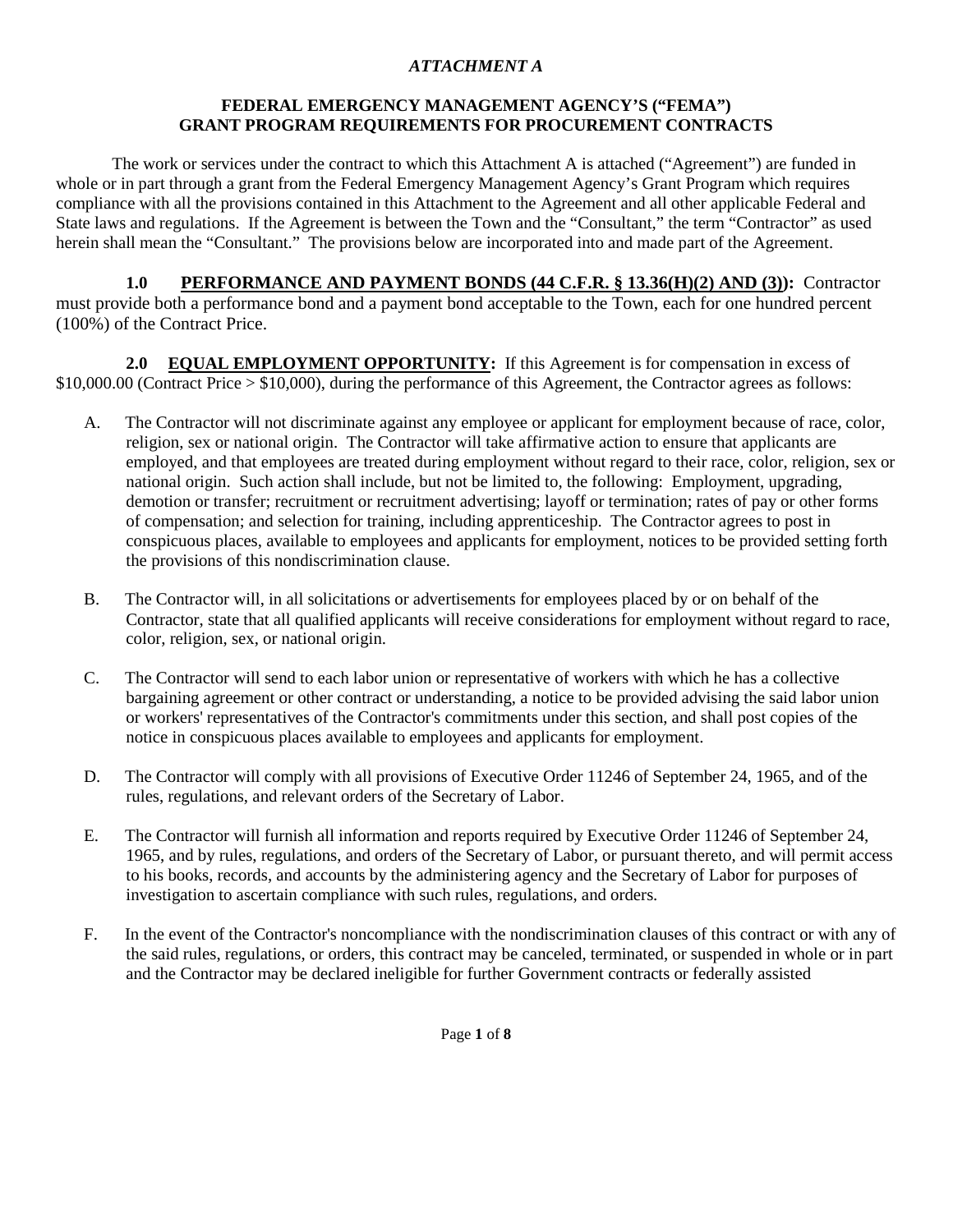***ATTACHMENT A***

**FEDERAL EMERGENCY MANAGEMENT AGENCY'S ("FEMA")**
**GRANT PROGRAM REQUIREMENTS FOR PROCUREMENT CONTRACTS**

The work or services under the contract to which this Attachment A is attached ("Agreement") are funded in whole or in part through a grant from the Federal Emergency Management Agency's Grant Program which requires compliance with all the provisions contained in this Attachment to the Agreement and all other applicable Federal and State laws and regulations. If the Agreement is between the Town and the "Consultant," the term "Contractor" as used herein shall mean the "Consultant." The provisions below are incorporated into and made part of the Agreement.

**1.0 <u>PERFORMANCE AND PAYMENT BONDS (44 C.F.R. § 13.36(H)(2) AND (3))</u>:** Contractor must provide both a performance bond and a payment bond acceptable to the Town, each for one hundred percent (100%) of the Contract Price.

**2.0 <u>EQUAL EMPLOYMENT OPPORTUNITY</u>:** If this Agreement is for compensation in excess of $10,000.00 (Contract Price > $10,000), during the performance of this Agreement, the Contractor agrees as follows:

A. The Contractor will not discriminate against any employee or applicant for employment because of race, color, religion, sex or national origin. The Contractor will take affirmative action to ensure that applicants are employed, and that employees are treated during employment without regard to their race, color, religion, sex or national origin. Such action shall include, but not be limited to, the following: Employment, upgrading, demotion or transfer; recruitment or recruitment advertising; layoff or termination; rates of pay or other forms of compensation; and selection for training, including apprenticeship. The Contractor agrees to post in conspicuous places, available to employees and applicants for employment, notices to be provided setting forth the provisions of this nondiscrimination clause.

B. The Contractor will, in all solicitations or advertisements for employees placed by or on behalf of the Contractor, state that all qualified applicants will receive considerations for employment without regard to race, color, religion, sex, or national origin.

C. The Contractor will send to each labor union or representative of workers with which he has a collective bargaining agreement or other contract or understanding, a notice to be provided advising the said labor union or workers' representatives of the Contractor's commitments under this section, and shall post copies of the notice in conspicuous places available to employees and applicants for employment.

D. The Contractor will comply with all provisions of Executive Order 11246 of September 24, 1965, and of the rules, regulations, and relevant orders of the Secretary of Labor.

E. The Contractor will furnish all information and reports required by Executive Order 11246 of September 24, 1965, and by rules, regulations, and orders of the Secretary of Labor, or pursuant thereto, and will permit access to his books, records, and accounts by the administering agency and the Secretary of Labor for purposes of investigation to ascertain compliance with such rules, regulations, and orders.

F. In the event of the Contractor's noncompliance with the nondiscrimination clauses of this contract or with any of the said rules, regulations, or orders, this contract may be canceled, terminated, or suspended in whole or in part and the Contractor may be declared ineligible for further Government contracts or federally assisted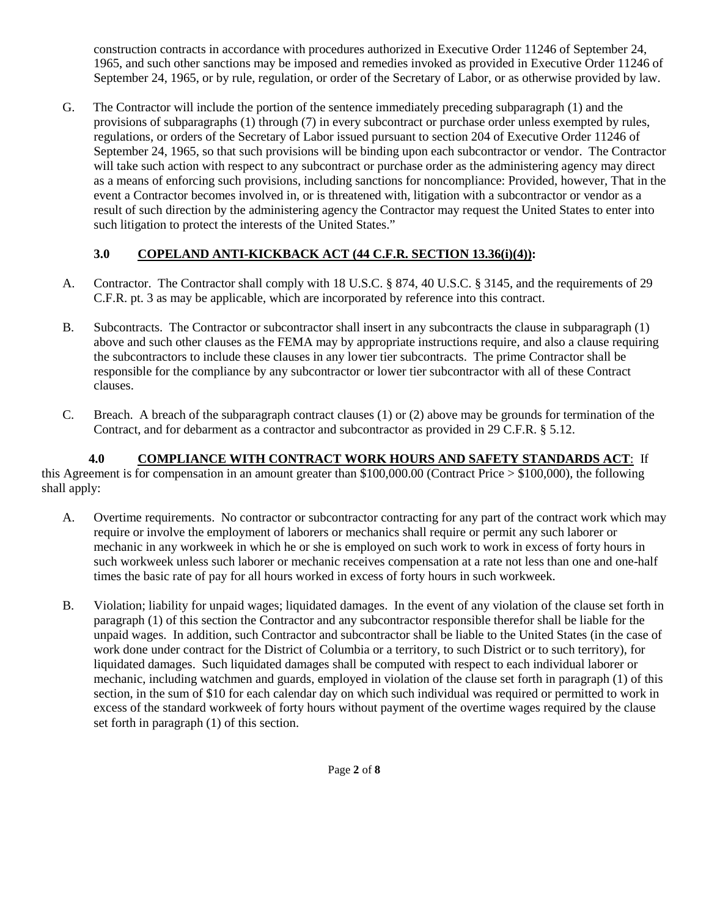construction contracts in accordance with procedures authorized in Executive Order 11246 of September 24, 1965, and such other sanctions may be imposed and remedies invoked as provided in Executive Order 11246 of September 24, 1965, or by rule, regulation, or order of the Secretary of Labor, or as otherwise provided by law.

G. The Contractor will include the portion of the sentence immediately preceding subparagraph (1) and the provisions of subparagraphs (1) through (7) in every subcontract or purchase order unless exempted by rules, regulations, or orders of the Secretary of Labor issued pursuant to section 204 of Executive Order 11246 of September 24, 1965, so that such provisions will be binding upon each subcontractor or vendor. The Contractor will take such action with respect to any subcontract or purchase order as the administering agency may direct as a means of enforcing such provisions, including sanctions for noncompliance: Provided, however, That in the event a Contractor becomes involved in, or is threatened with, litigation with a subcontractor or vendor as a result of such direction by the administering agency the Contractor may request the United States to enter into such litigation to protect the interests of the United States."

### 3.0 COPELAND ANTI-KICKBACK ACT (44 C.F.R. SECTION 13.36(i)(4)):

A. Contractor. The Contractor shall comply with 18 U.S.C. § 874, 40 U.S.C. § 3145, and the requirements of 29 C.F.R. pt. 3 as may be applicable, which are incorporated by reference into this contract.

B. Subcontracts. The Contractor or subcontractor shall insert in any subcontracts the clause in subparagraph (1) above and such other clauses as the FEMA may by appropriate instructions require, and also a clause requiring the subcontractors to include these clauses in any lower tier subcontracts. The prime Contractor shall be responsible for the compliance by any subcontractor or lower tier subcontractor with all of these Contract clauses.

C. Breach. A breach of the subparagraph contract clauses (1) or (2) above may be grounds for termination of the Contract, and for debarment as a contractor and subcontractor as provided in 29 C.F.R. § 5.12.

**4.0 COMPLIANCE WITH CONTRACT WORK HOURS AND SAFETY STANDARDS ACT**: If this Agreement is for compensation in an amount greater than $100,000.00 (Contract Price > $100,000), the following shall apply:

A. Overtime requirements. No contractor or subcontractor contracting for any part of the contract work which may require or involve the employment of laborers or mechanics shall require or permit any such laborer or mechanic in any workweek in which he or she is employed on such work to work in excess of forty hours in such workweek unless such laborer or mechanic receives compensation at a rate not less than one and one-half times the basic rate of pay for all hours worked in excess of forty hours in such workweek.

B. Violation; liability for unpaid wages; liquidated damages. In the event of any violation of the clause set forth in paragraph (1) of this section the Contractor and any subcontractor responsible therefor shall be liable for the unpaid wages. In addition, such Contractor and subcontractor shall be liable to the United States (in the case of work done under contract for the District of Columbia or a territory, to such District or to such territory), for liquidated damages. Such liquidated damages shall be computed with respect to each individual laborer or mechanic, including watchmen and guards, employed in violation of the clause set forth in paragraph (1) of this section, in the sum of $10 for each calendar day on which such individual was required or permitted to work in excess of the standard workweek of forty hours without payment of the overtime wages required by the clause set forth in paragraph (1) of this section.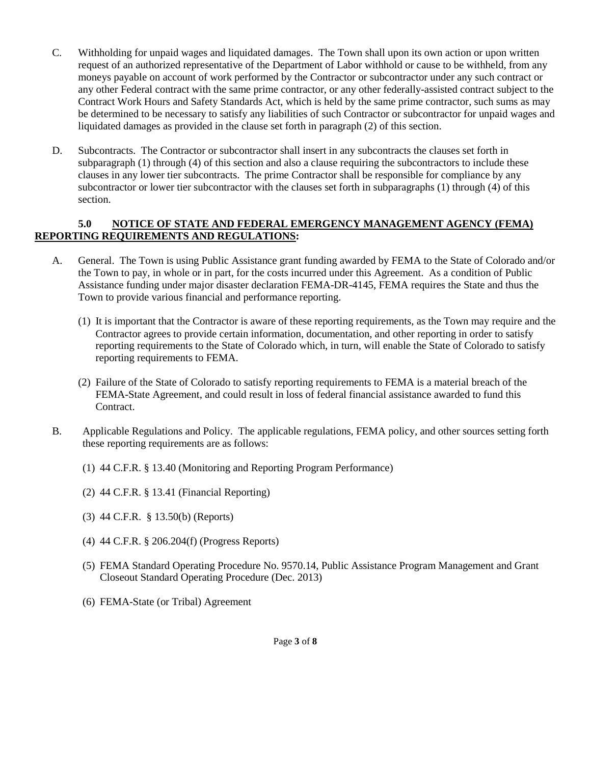C. Withholding for unpaid wages and liquidated damages. The Town shall upon its own action or upon written request of an authorized representative of the Department of Labor withhold or cause to be withheld, from any moneys payable on account of work performed by the Contractor or subcontractor under any such contract or any other Federal contract with the same prime contractor, or any other federally-assisted contract subject to the Contract Work Hours and Safety Standards Act, which is held by the same prime contractor, such sums as may be determined to be necessary to satisfy any liabilities of such Contractor or subcontractor for unpaid wages and liquidated damages as provided in the clause set forth in paragraph (2) of this section.

D. Subcontracts. The Contractor or subcontractor shall insert in any subcontracts the clauses set forth in subparagraph (1) through (4) of this section and also a clause requiring the subcontractors to include these clauses in any lower tier subcontracts. The prime Contractor shall be responsible for compliance by any subcontractor or lower tier subcontractor with the clauses set forth in subparagraphs (1) through (4) of this section.

**5.0 NOTICE OF STATE AND FEDERAL EMERGENCY MANAGEMENT AGENCY (FEMA) REPORTING REQUIREMENTS AND REGULATIONS:**

A. General. The Town is using Public Assistance grant funding awarded by FEMA to the State of Colorado and/or the Town to pay, in whole or in part, for the costs incurred under this Agreement. As a condition of Public Assistance funding under major disaster declaration FEMA-DR-4145, FEMA requires the State and thus the Town to provide various financial and performance reporting.

   (1) It is important that the Contractor is aware of these reporting requirements, as the Town may require and the Contractor agrees to provide certain information, documentation, and other reporting in order to satisfy reporting requirements to the State of Colorado which, in turn, will enable the State of Colorado to satisfy reporting requirements to FEMA.

   (2) Failure of the State of Colorado to satisfy reporting requirements to FEMA is a material breach of the FEMA-State Agreement, and could result in loss of federal financial assistance awarded to fund this Contract.

B. Applicable Regulations and Policy. The applicable regulations, FEMA policy, and other sources setting forth these reporting requirements are as follows:

   (1) 44 C.F.R. § 13.40 (Monitoring and Reporting Program Performance)

   (2) 44 C.F.R. § 13.41 (Financial Reporting)

   (3) 44 C.F.R. § 13.50(b) (Reports)

   (4) 44 C.F.R. § 206.204(f) (Progress Reports)

   (5) FEMA Standard Operating Procedure No. 9570.14, Public Assistance Program Management and Grant Closeout Standard Operating Procedure (Dec. 2013)

   (6) FEMA-State (or Tribal) Agreement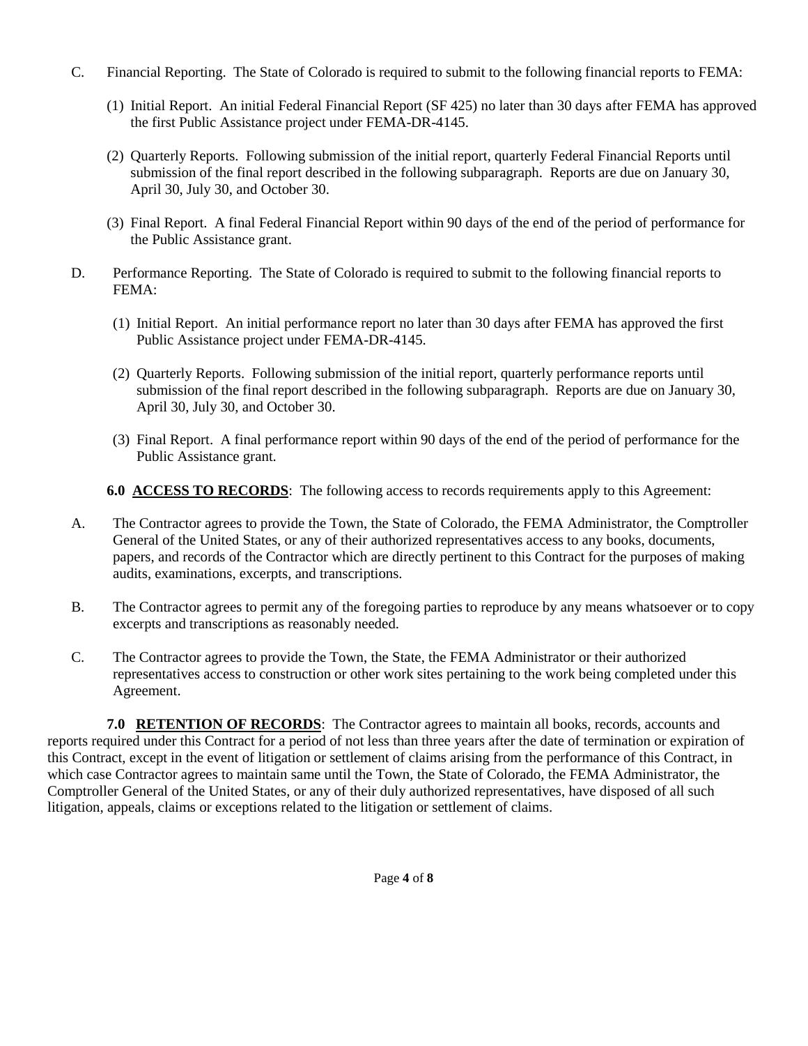C. Financial Reporting. The State of Colorado is required to submit to the following financial reports to FEMA:

   (1) Initial Report. An initial Federal Financial Report (SF 425) no later than 30 days after FEMA has approved the first Public Assistance project under FEMA-DR-4145.

   (2) Quarterly Reports. Following submission of the initial report, quarterly Federal Financial Reports until submission of the final report described in the following subparagraph. Reports are due on January 30, April 30, July 30, and October 30.

   (3) Final Report. A final Federal Financial Report within 90 days of the end of the period of performance for the Public Assistance grant.

D. Performance Reporting. The State of Colorado is required to submit to the following financial reports to FEMA:

   (1) Initial Report. An initial performance report no later than 30 days after FEMA has approved the first Public Assistance project under FEMA-DR-4145.

   (2) Quarterly Reports. Following submission of the initial report, quarterly performance reports until submission of the final report described in the following subparagraph. Reports are due on January 30, April 30, July 30, and October 30.

   (3) Final Report. A final performance report within 90 days of the end of the period of performance for the Public Assistance grant.

**6.0 <u>ACCESS TO RECORDS</u>**: The following access to records requirements apply to this Agreement:

A. The Contractor agrees to provide the Town, the State of Colorado, the FEMA Administrator, the Comptroller General of the United States, or any of their authorized representatives access to any books, documents, papers, and records of the Contractor which are directly pertinent to this Contract for the purposes of making audits, examinations, excerpts, and transcriptions.

B. The Contractor agrees to permit any of the foregoing parties to reproduce by any means whatsoever or to copy excerpts and transcriptions as reasonably needed.

C. The Contractor agrees to provide the Town, the State, the FEMA Administrator or their authorized representatives access to construction or other work sites pertaining to the work being completed under this Agreement.

**7.0 <u>RETENTION OF RECORDS</u>**: The Contractor agrees to maintain all books, records, accounts and reports required under this Contract for a period of not less than three years after the date of termination or expiration of this Contract, except in the event of litigation or settlement of claims arising from the performance of this Contract, in which case Contractor agrees to maintain same until the Town, the State of Colorado, the FEMA Administrator, the Comptroller General of the United States, or any of their duly authorized representatives, have disposed of all such litigation, appeals, claims or exceptions related to the litigation or settlement of claims.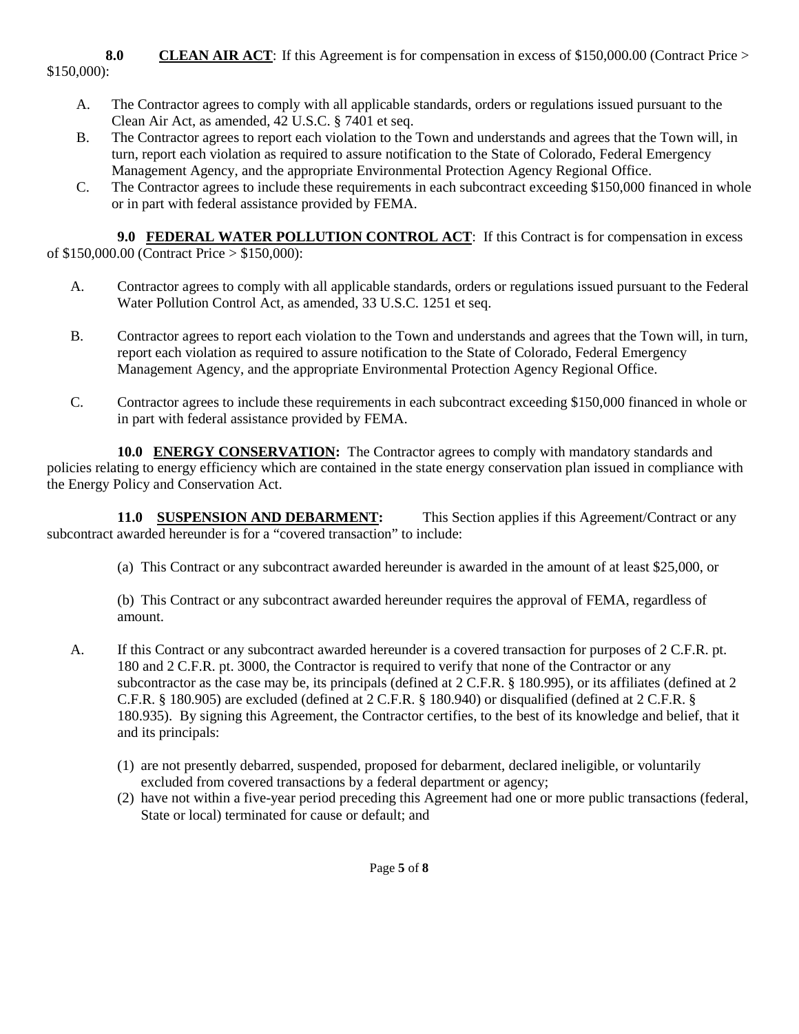**8.0 CLEAN AIR ACT**: If this Agreement is for compensation in excess of $150,000.00 (Contract Price > $150,000):

A. The Contractor agrees to comply with all applicable standards, orders or regulations issued pursuant to the Clean Air Act, as amended, 42 U.S.C. § 7401 et seq.

B. The Contractor agrees to report each violation to the Town and understands and agrees that the Town will, in turn, report each violation as required to assure notification to the State of Colorado, Federal Emergency Management Agency, and the appropriate Environmental Protection Agency Regional Office.

C. The Contractor agrees to include these requirements in each subcontract exceeding $150,000 financed in whole or in part with federal assistance provided by FEMA.

**9.0 FEDERAL WATER POLLUTION CONTROL ACT**: If this Contract is for compensation in excess of $150,000.00 (Contract Price > $150,000):

A. Contractor agrees to comply with all applicable standards, orders or regulations issued pursuant to the Federal Water Pollution Control Act, as amended, 33 U.S.C. 1251 et seq.

B. Contractor agrees to report each violation to the Town and understands and agrees that the Town will, in turn, report each violation as required to assure notification to the State of Colorado, Federal Emergency Management Agency, and the appropriate Environmental Protection Agency Regional Office.

C. Contractor agrees to include these requirements in each subcontract exceeding $150,000 financed in whole or in part with federal assistance provided by FEMA.

**10.0 ENERGY CONSERVATION:** The Contractor agrees to comply with mandatory standards and policies relating to energy efficiency which are contained in the state energy conservation plan issued in compliance with the Energy Policy and Conservation Act.

**11.0 SUSPENSION AND DEBARMENT:** This Section applies if this Agreement/Contract or any subcontract awarded hereunder is for a "covered transaction" to include:

(a) This Contract or any subcontract awarded hereunder is awarded in the amount of at least $25,000, or

(b) This Contract or any subcontract awarded hereunder requires the approval of FEMA, regardless of amount.

A. If this Contract or any subcontract awarded hereunder is a covered transaction for purposes of 2 C.F.R. pt. 180 and 2 C.F.R. pt. 3000, the Contractor is required to verify that none of the Contractor or any subcontractor as the case may be, its principals (defined at 2 C.F.R. § 180.995), or its affiliates (defined at 2 C.F.R. § 180.905) are excluded (defined at 2 C.F.R. § 180.940) or disqualified (defined at 2 C.F.R. § 180.935). By signing this Agreement, the Contractor certifies, to the best of its knowledge and belief, that it and its principals:

(1) are not presently debarred, suspended, proposed for debarment, declared ineligible, or voluntarily excluded from covered transactions by a federal department or agency;

(2) have not within a five-year period preceding this Agreement had one or more public transactions (federal, State or local) terminated for cause or default; and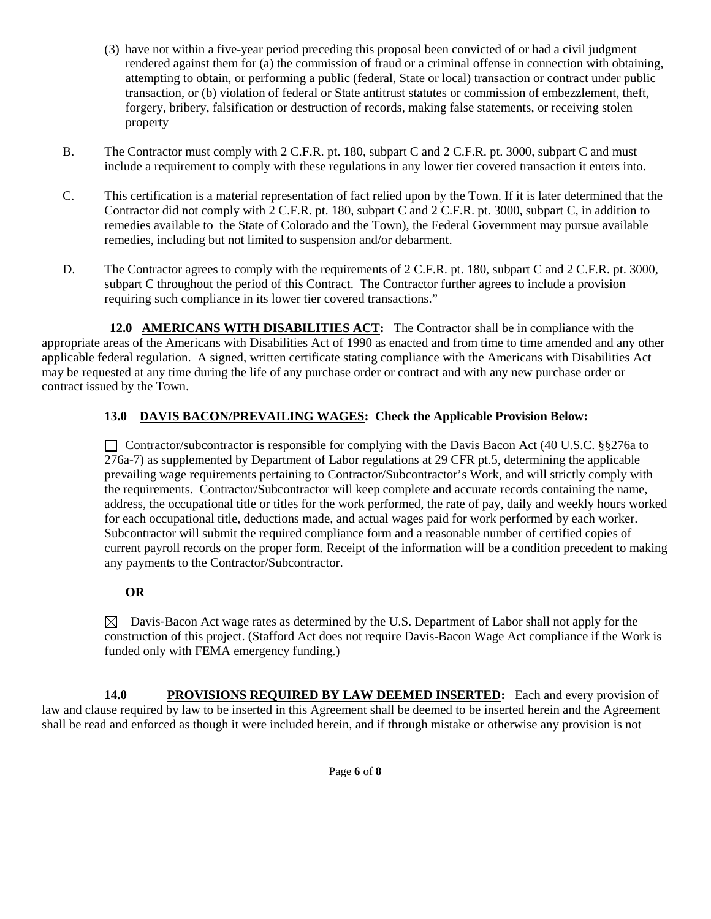(3) have not within a five-year period preceding this proposal been convicted of or had a civil judgment rendered against them for (a) the commission of fraud or a criminal offense in connection with obtaining, attempting to obtain, or performing a public (federal, State or local) transaction or contract under public transaction, or (b) violation of federal or State antitrust statutes or commission of embezzlement, theft, forgery, bribery, falsification or destruction of records, making false statements, or receiving stolen property

B. The Contractor must comply with 2 C.F.R. pt. 180, subpart C and 2 C.F.R. pt. 3000, subpart C and must include a requirement to comply with these regulations in any lower tier covered transaction it enters into.

C. This certification is a material representation of fact relied upon by the Town. If it is later determined that the Contractor did not comply with 2 C.F.R. pt. 180, subpart C and 2 C.F.R. pt. 3000, subpart C, in addition to remedies available to the State of Colorado and the Town), the Federal Government may pursue available remedies, including but not limited to suspension and/or debarment.

D. The Contractor agrees to comply with the requirements of 2 C.F.R. pt. 180, subpart C and 2 C.F.R. pt. 3000, subpart C throughout the period of this Contract. The Contractor further agrees to include a provision requiring such compliance in its lower tier covered transactions."

**12.0 AMERICANS WITH DISABILITIES ACT:** The Contractor shall be in compliance with the appropriate areas of the Americans with Disabilities Act of 1990 as enacted and from time to time amended and any other applicable federal regulation. A signed, written certificate stating compliance with the Americans with Disabilities Act may be requested at any time during the life of any purchase order or contract and with any new purchase order or contract issued by the Town.

**13.0 DAVIS BACON/PREVAILING WAGES: Check the Applicable Provision Below:**

☐ Contractor/subcontractor is responsible for complying with the Davis Bacon Act (40 U.S.C. §§276a to 276a-7) as supplemented by Department of Labor regulations at 29 CFR pt.5, determining the applicable prevailing wage requirements pertaining to Contractor/Subcontractor's Work, and will strictly comply with the requirements. Contractor/Subcontractor will keep complete and accurate records containing the name, address, the occupational title or titles for the work performed, the rate of pay, daily and weekly hours worked for each occupational title, deductions made, and actual wages paid for work performed by each worker. Subcontractor will submit the required compliance form and a reasonable number of certified copies of current payroll records on the proper form. Receipt of the information will be a condition precedent to making any payments to the Contractor/Subcontractor.

**OR**

☒ Davis-Bacon Act wage rates as determined by the U.S. Department of Labor shall not apply for the construction of this project. (Stafford Act does not require Davis-Bacon Wage Act compliance if the Work is funded only with FEMA emergency funding.)

**14.0 PROVISIONS REQUIRED BY LAW DEEMED INSERTED:** Each and every provision of law and clause required by law to be inserted in this Agreement shall be deemed to be inserted herein and the Agreement shall be read and enforced as though it were included herein, and if through mistake or otherwise any provision is not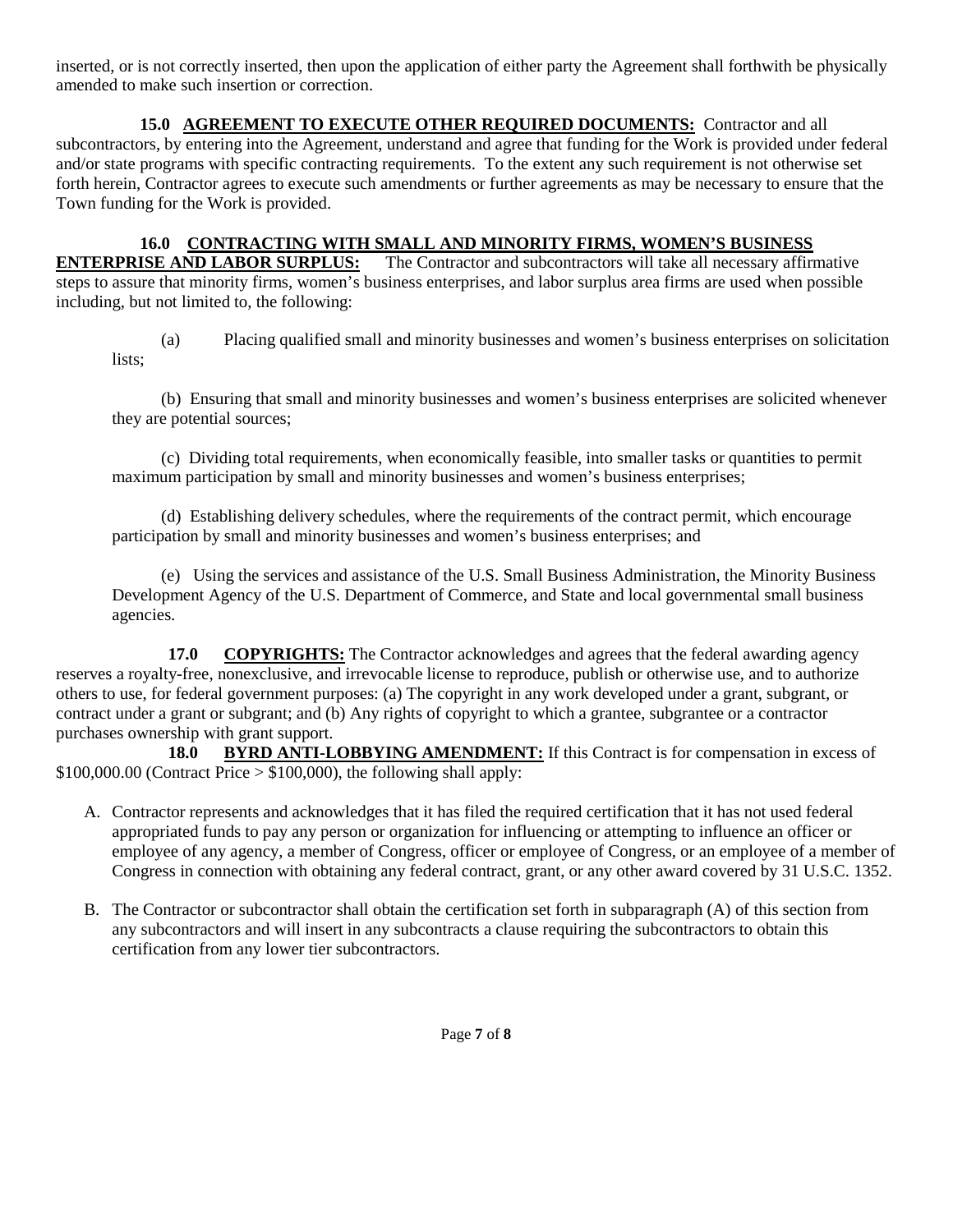inserted, or is not correctly inserted, then upon the application of either party the Agreement shall forthwith be physically amended to make such insertion or correction.

**15.0 AGREEMENT TO EXECUTE OTHER REQUIRED DOCUMENTS:** Contractor and all subcontractors, by entering into the Agreement, understand and agree that funding for the Work is provided under federal and/or state programs with specific contracting requirements. To the extent any such requirement is not otherwise set forth herein, Contractor agrees to execute such amendments or further agreements as may be necessary to ensure that the Town funding for the Work is provided.

**16.0 CONTRACTING WITH SMALL AND MINORITY FIRMS, WOMEN'S BUSINESS ENTERPRISE AND LABOR SURPLUS:** The Contractor and subcontractors will take all necessary affirmative steps to assure that minority firms, women's business enterprises, and labor surplus area firms are used when possible including, but not limited to, the following:

(a) Placing qualified small and minority businesses and women's business enterprises on solicitation lists;

(b) Ensuring that small and minority businesses and women's business enterprises are solicited whenever they are potential sources;

(c) Dividing total requirements, when economically feasible, into smaller tasks or quantities to permit maximum participation by small and minority businesses and women's business enterprises;

(d) Establishing delivery schedules, where the requirements of the contract permit, which encourage participation by small and minority businesses and women's business enterprises; and

(e) Using the services and assistance of the U.S. Small Business Administration, the Minority Business Development Agency of the U.S. Department of Commerce, and State and local governmental small business agencies.

**17.0 COPYRIGHTS:** The Contractor acknowledges and agrees that the federal awarding agency reserves a royalty-free, nonexclusive, and irrevocable license to reproduce, publish or otherwise use, and to authorize others to use, for federal government purposes: (a) The copyright in any work developed under a grant, subgrant, or contract under a grant or subgrant; and (b) Any rights of copyright to which a grantee, subgrantee or a contractor purchases ownership with grant support.

**18.0 BYRD ANTI-LOBBYING AMENDMENT:** If this Contract is for compensation in excess of $100,000.00 (Contract Price > $100,000), the following shall apply:

A. Contractor represents and acknowledges that it has filed the required certification that it has not used federal appropriated funds to pay any person or organization for influencing or attempting to influence an officer or employee of any agency, a member of Congress, officer or employee of Congress, or an employee of a member of Congress in connection with obtaining any federal contract, grant, or any other award covered by 31 U.S.C. 1352.

B. The Contractor or subcontractor shall obtain the certification set forth in subparagraph (A) of this section from any subcontractors and will insert in any subcontracts a clause requiring the subcontractors to obtain this certification from any lower tier subcontractors.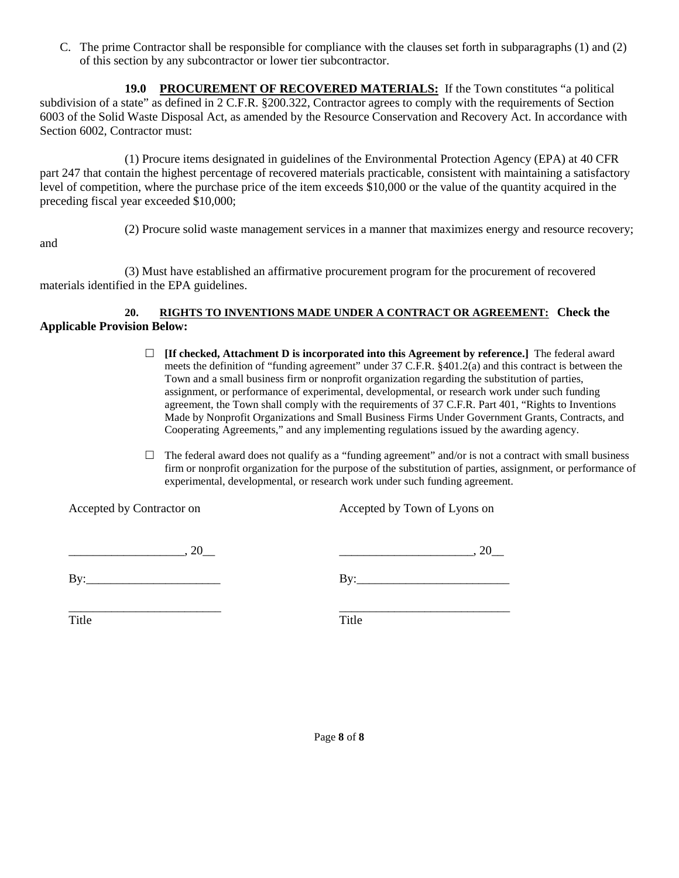C. The prime Contractor shall be responsible for compliance with the clauses set forth in subparagraphs (1) and (2) of this section by any subcontractor or lower tier subcontractor.

**19.0 PROCUREMENT OF RECOVERED MATERIALS:** If the Town constitutes "a political subdivision of a state" as defined in 2 C.F.R. §200.322, Contractor agrees to comply with the requirements of Section 6003 of the Solid Waste Disposal Act, as amended by the Resource Conservation and Recovery Act. In accordance with Section 6002, Contractor must:

(1) Procure items designated in guidelines of the Environmental Protection Agency (EPA) at 40 CFR part 247 that contain the highest percentage of recovered materials practicable, consistent with maintaining a satisfactory level of competition, where the purchase price of the item exceeds $10,000 or the value of the quantity acquired in the preceding fiscal year exceeded $10,000;

(2) Procure solid waste management services in a manner that maximizes energy and resource recovery; and

(3) Must have established an affirmative procurement program for the procurement of recovered materials identified in the EPA guidelines.

**20. RIGHTS TO INVENTIONS MADE UNDER A CONTRACT OR AGREEMENT: Check the Applicable Provision Below:**

☐ **[If checked, Attachment D is incorporated into this Agreement by reference.]** The federal award meets the definition of "funding agreement" under 37 C.F.R. §401.2(a) and this contract is between the Town and a small business firm or nonprofit organization regarding the substitution of parties, assignment, or performance of experimental, developmental, or research work under such funding agreement, the Town shall comply with the requirements of 37 C.F.R. Part 401, "Rights to Inventions Made by Nonprofit Organizations and Small Business Firms Under Government Grants, Contracts, and Cooperating Agreements," and any implementing regulations issued by the awarding agency.

☐ The federal award does not qualify as a "funding agreement" and/or is not a contract with small business firm or nonprofit organization for the purpose of the substitution of parties, assignment, or performance of experimental, developmental, or research work under such funding agreement.

| | |
|---|---|
| Accepted by Contractor on | Accepted by Town of Lyons on |
| ___________________, 20__ | ______________________, 20__ |
| By:______________________ | By:_________________________ |
| _________________________ | ____________________________ |
| Title | Title |